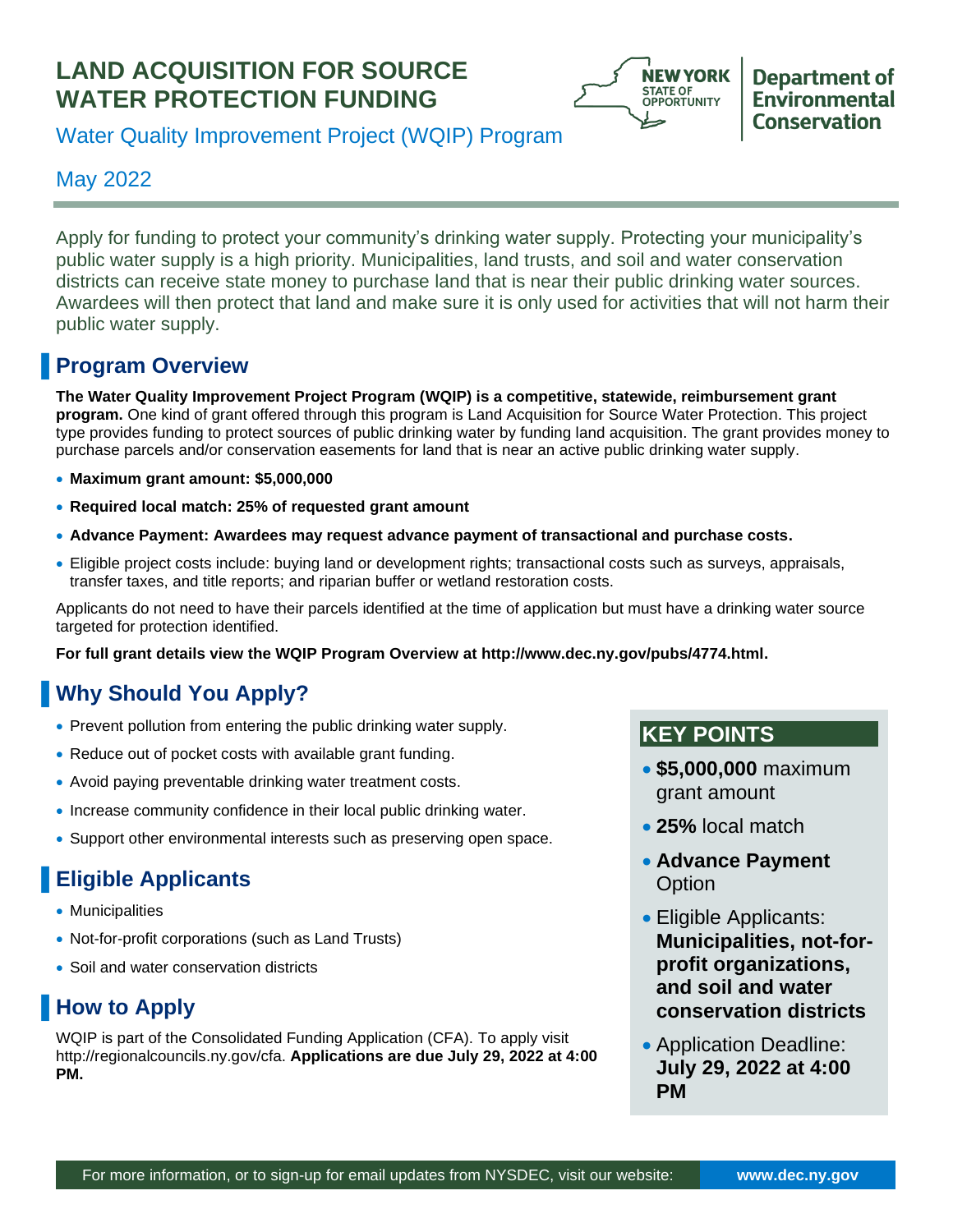# LAND ACQUISITION FOR SOURCE WATER PROTECTION FUNDING

Water Quality Improvement Project (WQIP) Program

May 2022

Apply for funding to protect your community's drinking water supply. Protecting your municipality's public water supply is a high priority. Municipalities, land trusts, and soil and water conservation districts can receive state money to purchase land that is near their public drinking water sources. Awardees will then protect that land and make sure it is only used for activities that will not harm their public water supply.

## Program Overview

**The Water Quality Improvement Project Program (WQIP) is a competitive, statewide, reimbursement grant program.** One kind of grant offered through this program is Land Acquisition for Source Water Protection. This project type provides funding to protect sources of public drinking water by funding land acquisition. The grant provides money to purchase parcels and/or conservation easements for land that is near an active public drinking water supply.

- **Maximum grant amount: $5,000,000**
- **Required local match: 25% of requested grant amount**
- **Advance Payment: Awardees may request advance payment of transactional and purchase costs.**
- Eligible project costs include: buying land or development rights; transactional costs such as surveys, appraisals, transfer taxes, and title reports; and riparian buffer or wetland restoration costs.

Applicants do not need to have their parcels identified at the time of application but must have a drinking water source targeted for protection identified.

**For full grant details view the WQIP Program Overview at http://www.dec.ny.gov/pubs/4774.html.**

## Why Should You Apply?

- Prevent pollution from entering the public drinking water supply.
- Reduce out of pocket costs with available grant funding.
- Avoid paying preventable drinking water treatment costs.
- Increase community confidence in their local public drinking water.
- Support other environmental interests such as preserving open space.

## Eligible Applicants

- Municipalities
- Not-for-profit corporations (such as Land Trusts)
- Soil and water conservation districts

## How to Apply

WQIP is part of the Consolidated Funding Application (CFA). To apply visit http://regionalcouncils.ny.gov/cfa. **Applications are due July 29, 2022 at 4:00 PM.**

## KEY POINTS

- **$5,000,000** maximum grant amount
- **25%** local match
- **Advance Payment** Option
- Eligible Applicants: **Municipalities, not-for-profit organizations, and soil and water conservation districts**
- Application Deadline: **July 29, 2022 at 4:00 PM**

For more information, or to sign-up for email updates from NYSDEC, visit our website: **www.dec.ny.gov**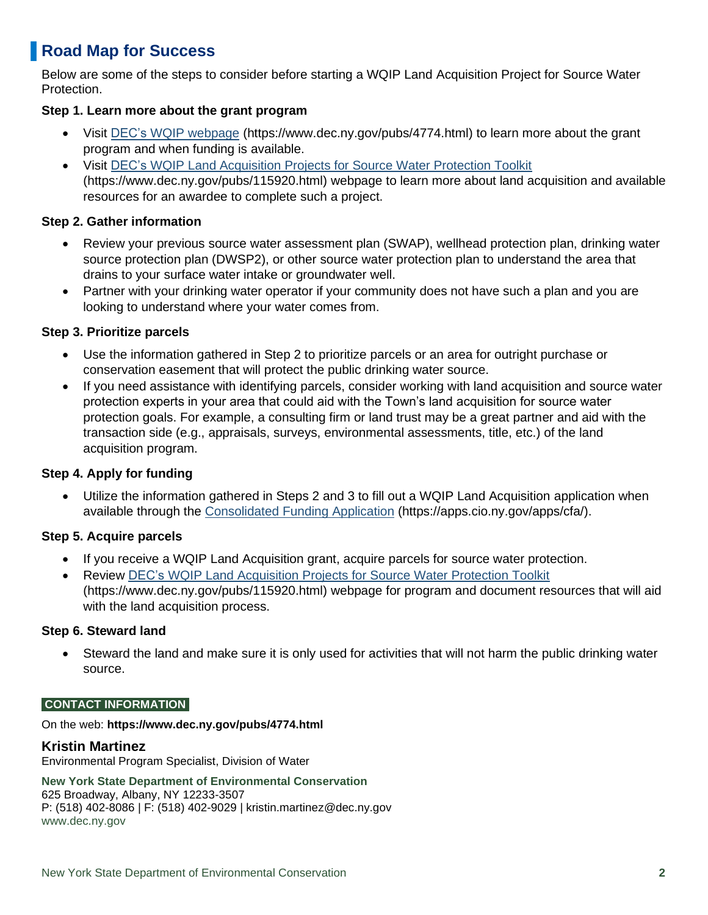## Road Map for Success

Below are some of the steps to consider before starting a WQIP Land Acquisition Project for Source Water Protection.

**Step 1. Learn more about the grant program**

- Visit DEC's WQIP webpage (https://www.dec.ny.gov/pubs/4774.html) to learn more about the grant program and when funding is available.
- Visit DEC's WQIP Land Acquisition Projects for Source Water Protection Toolkit (https://www.dec.ny.gov/pubs/115920.html) webpage to learn more about land acquisition and available resources for an awardee to complete such a project.

**Step 2. Gather information**

- Review your previous source water assessment plan (SWAP), wellhead protection plan, drinking water source protection plan (DWSP2), or other source water protection plan to understand the area that drains to your surface water intake or groundwater well.
- Partner with your drinking water operator if your community does not have such a plan and you are looking to understand where your water comes from.

**Step 3. Prioritize parcels**

- Use the information gathered in Step 2 to prioritize parcels or an area for outright purchase or conservation easement that will protect the public drinking water source.
- If you need assistance with identifying parcels, consider working with land acquisition and source water protection experts in your area that could aid with the Town's land acquisition for source water protection goals. For example, a consulting firm or land trust may be a great partner and aid with the transaction side (e.g., appraisals, surveys, environmental assessments, title, etc.) of the land acquisition program.

**Step 4. Apply for funding**

- Utilize the information gathered in Steps 2 and 3 to fill out a WQIP Land Acquisition application when available through the Consolidated Funding Application (https://apps.cio.ny.gov/apps/cfa/).

**Step 5. Acquire parcels**

- If you receive a WQIP Land Acquisition grant, acquire parcels for source water protection.
- Review DEC's WQIP Land Acquisition Projects for Source Water Protection Toolkit (https://www.dec.ny.gov/pubs/115920.html) webpage for program and document resources that will aid with the land acquisition process.

**Step 6. Steward land**

- Steward the land and make sure it is only used for activities that will not harm the public drinking water source.

**CONTACT INFORMATION**

On the web: **https://www.dec.ny.gov/pubs/4774.html**

**Kristin Martinez**
Environmental Program Specialist, Division of Water

**New York State Department of Environmental Conservation**
625 Broadway, Albany, NY 12233-3507
P: (518) 402-8086 | F: (518) 402-9029 | kristin.martinez@dec.ny.gov
www.dec.ny.gov